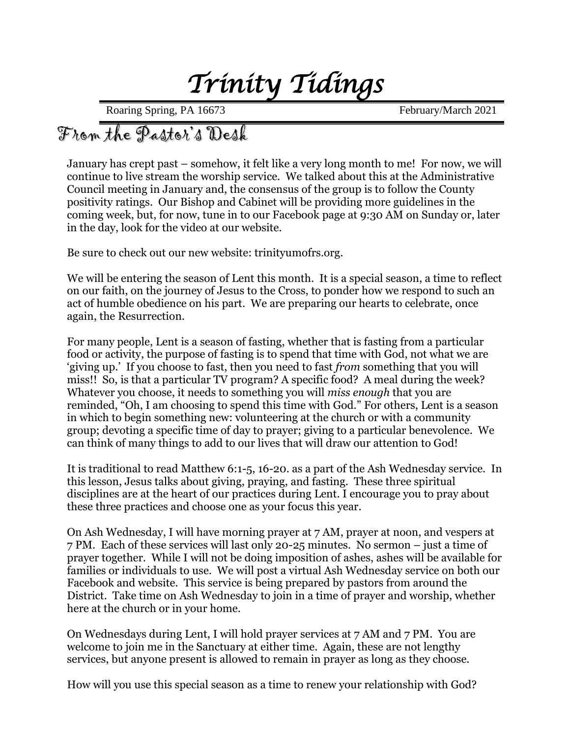# *Trinity Tidings*

Roaring Spring, PA 16673 February/March 2021

## From the Pastor's Desk

January has crept past – somehow, it felt like a very long month to me! For now, we will continue to live stream the worship service. We talked about this at the Administrative Council meeting in January and, the consensus of the group is to follow the County positivity ratings. Our Bishop and Cabinet will be providing more guidelines in the coming week, but, for now, tune in to our Facebook page at 9:30 AM on Sunday or, later in the day, look for the video at our website.

Be sure to check out our new website: trinityumofrs.org.

We will be entering the season of Lent this month. It is a special season, a time to reflect on our faith, on the journey of Jesus to the Cross, to ponder how we respond to such an act of humble obedience on his part. We are preparing our hearts to celebrate, once again, the Resurrection.

For many people, Lent is a season of fasting, whether that is fasting from a particular food or activity, the purpose of fasting is to spend that time with God, not what we are 'giving up.' If you choose to fast, then you need to fast *from* something that you will miss!! So, is that a particular TV program? A specific food? A meal during the week? Whatever you choose, it needs to something you will *miss enough* that you are reminded, "Oh, I am choosing to spend this time with God." For others, Lent is a season in which to begin something new: volunteering at the church or with a community group; devoting a specific time of day to prayer; giving to a particular benevolence. We can think of many things to add to our lives that will draw our attention to God!

It is traditional to read Matthew 6:1-5, 16-20. as a part of the Ash Wednesday service. In this lesson, Jesus talks about giving, praying, and fasting. These three spiritual disciplines are at the heart of our practices during Lent. I encourage you to pray about these three practices and choose one as your focus this year.

On Ash Wednesday, I will have morning prayer at 7 AM, prayer at noon, and vespers at 7 PM. Each of these services will last only 20-25 minutes. No sermon – just a time of prayer together. While I will not be doing imposition of ashes, ashes will be available for families or individuals to use. We will post a virtual Ash Wednesday service on both our Facebook and website. This service is being prepared by pastors from around the District. Take time on Ash Wednesday to join in a time of prayer and worship, whether here at the church or in your home.

On Wednesdays during Lent, I will hold prayer services at 7 AM and 7 PM. You are welcome to join me in the Sanctuary at either time. Again, these are not lengthy services, but anyone present is allowed to remain in prayer as long as they choose.

How will you use this special season as a time to renew your relationship with God?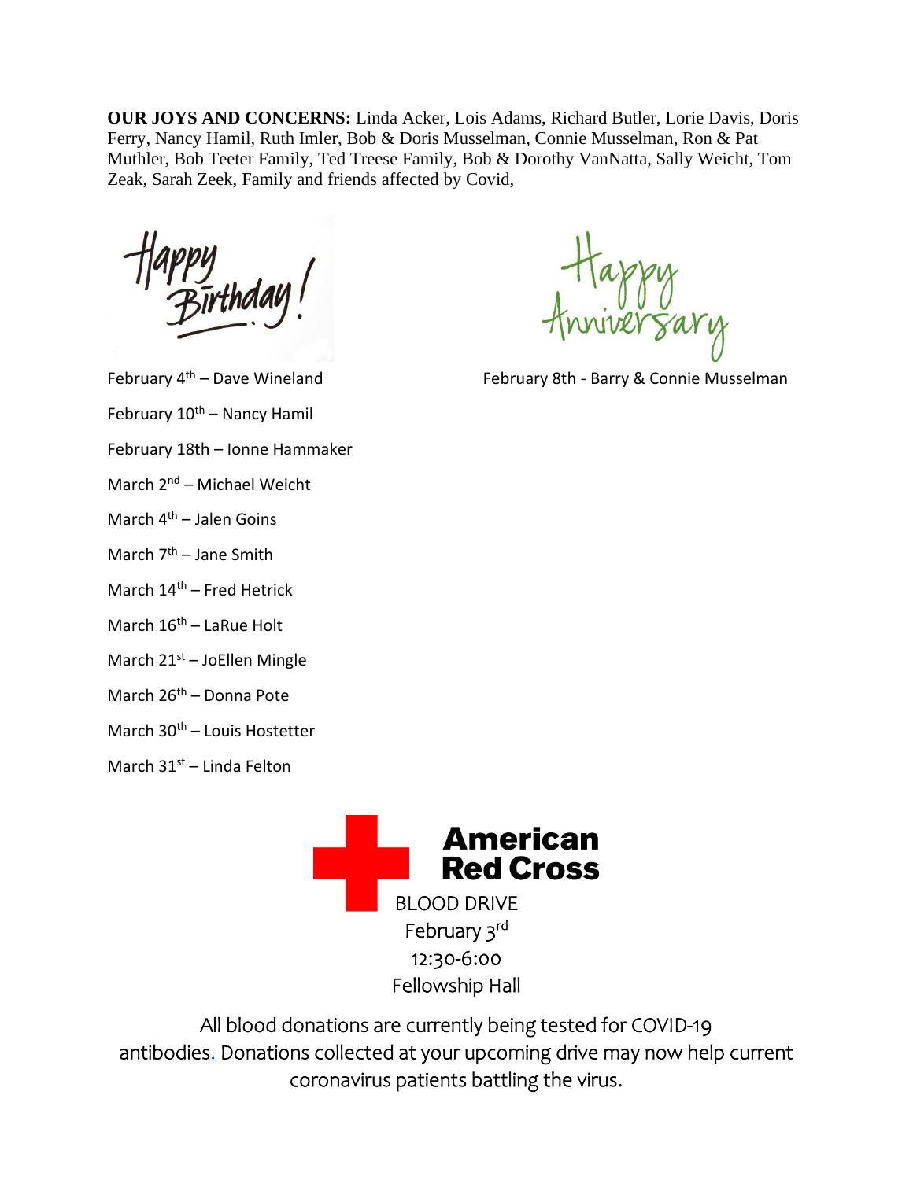**OUR JOYS AND CONCERNS:** Linda Acker, Lois Adams, Richard Butler, Lorie Davis, Doris Ferry, Nancy Hamil, Ruth Imler, Bob & Doris Musselman, Connie Musselman, Ron & Pat Muthler, Bob Teeter Family, Ted Treese Family, Bob & Dorothy VanNatta, Sally Weicht, Tom Zeak, Sarah Zeek, Family and friends affected by Covid,

## Happy Birthday!

February 4th – Dave Wineland

February 10th – Nancy Hamil

February 18th – Ionne Hammaker

March 2nd – Michael Weicht

March 4th – Jalen Goins

March 7th – Jane Smith

March 14th – Fred Hetrick

March 16th – LaRue Holt

March 21st – JoEllen Mingle

March 26th – Donna Pote

March 30th – Louis Hostetter

March 31st – Linda Felton

## Happy Anniversary

February 8th - Barry & Connie Musselman

## American Red Cross

BLOOD DRIVE
February 3rd
12:30-6:00
Fellowship Hall

All blood donations are currently being tested for COVID-19 antibodies. Donations collected at your upcoming drive may now help current coronavirus patients battling the virus.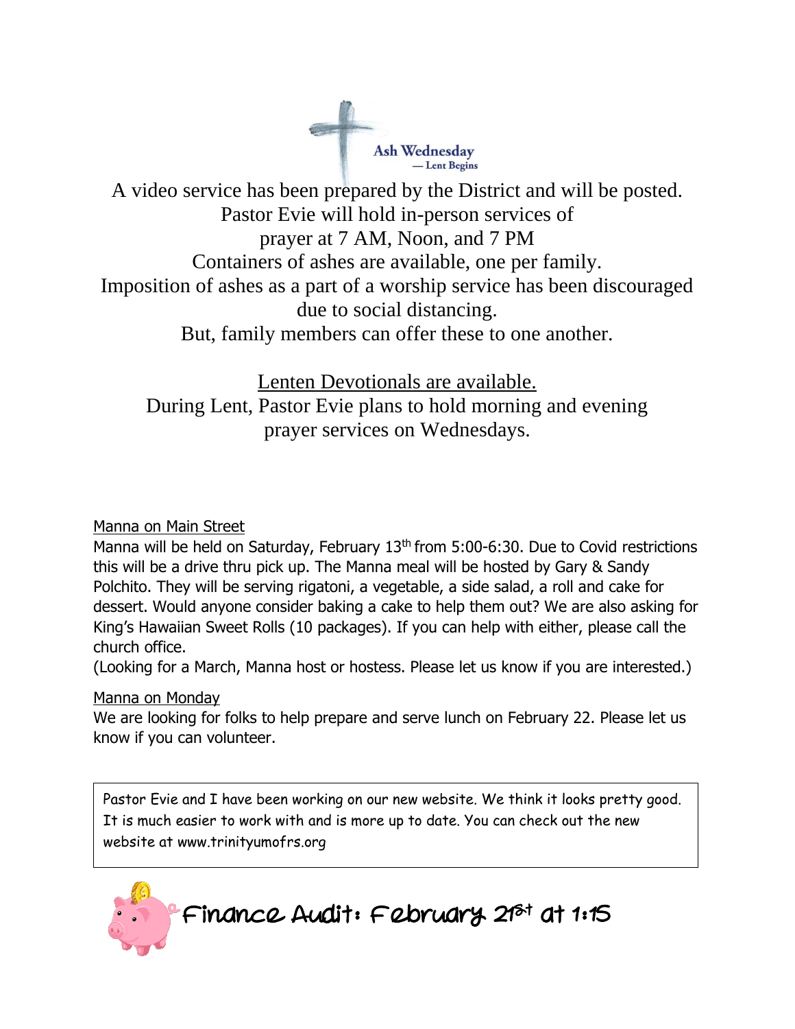## Ash Wednesday

— Lent Begins

A video service has been prepared by the District and will be posted.
Pastor Evie will hold in-person services of
prayer at 7 AM, Noon, and 7 PM
Containers of ashes are available, one per family.
Imposition of ashes as a part of a worship service has been discouraged due to social distancing.
But, family members can offer these to one another.

Lenten Devotionals are available.
During Lent, Pastor Evie plans to hold morning and evening prayer services on Wednesdays.

### Manna on Main Street

Manna will be held on Saturday, February 13th from 5:00-6:30. Due to Covid restrictions this will be a drive thru pick up. The Manna meal will be hosted by Gary & Sandy Polchito. They will be serving rigatoni, a vegetable, a side salad, a roll and cake for dessert. Would anyone consider baking a cake to help them out? We are also asking for King's Hawaiian Sweet Rolls (10 packages). If you can help with either, please call the church office.
(Looking for a March, Manna host or hostess. Please let us know if you are interested.)

### Manna on Monday

We are looking for folks to help prepare and serve lunch on February 22. Please let us know if you can volunteer.

Pastor Evie and I have been working on our new website. We think it looks pretty good. It is much easier to work with and is more up to date. You can check out the new website at www.trinityumofrs.org

## Finance Audit: February 21st at 1:15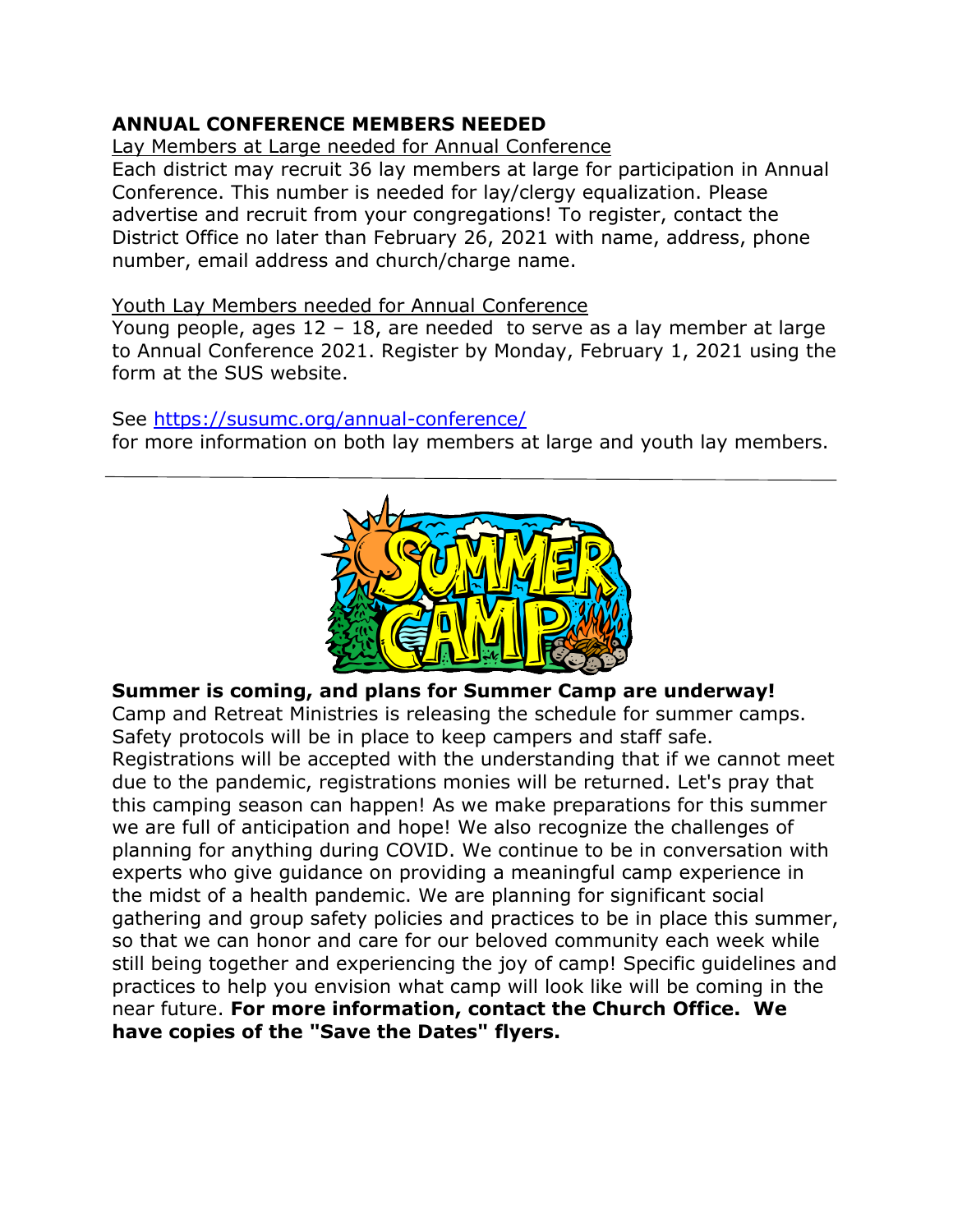## ANNUAL CONFERENCE MEMBERS NEEDED

Lay Members at Large needed for Annual Conference

Each district may recruit 36 lay members at large for participation in Annual Conference. This number is needed for lay/clergy equalization. Please advertise and recruit from your congregations! To register, contact the District Office no later than February 26, 2021 with name, address, phone number, email address and church/charge name.

Youth Lay Members needed for Annual Conference

Young people, ages 12 – 18, are needed to serve as a lay member at large to Annual Conference 2021. Register by Monday, February 1, 2021 using the form at the SUS website.

See https://susumc.org/annual-conference/ for more information on both lay members at large and youth lay members.

---

**Summer is coming, and plans for Summer Camp are underway!**

Camp and Retreat Ministries is releasing the schedule for summer camps. Safety protocols will be in place to keep campers and staff safe. Registrations will be accepted with the understanding that if we cannot meet due to the pandemic, registrations monies will be returned. Let's pray that this camping season can happen! As we make preparations for this summer we are full of anticipation and hope! We also recognize the challenges of planning for anything during COVID. We continue to be in conversation with experts who give guidance on providing a meaningful camp experience in the midst of a health pandemic. We are planning for significant social gathering and group safety policies and practices to be in place this summer, so that we can honor and care for our beloved community each week while still being together and experiencing the joy of camp! Specific guidelines and practices to help you envision what camp will look like will be coming in the near future. **For more information, contact the Church Office. We have copies of the "Save the Dates" flyers.**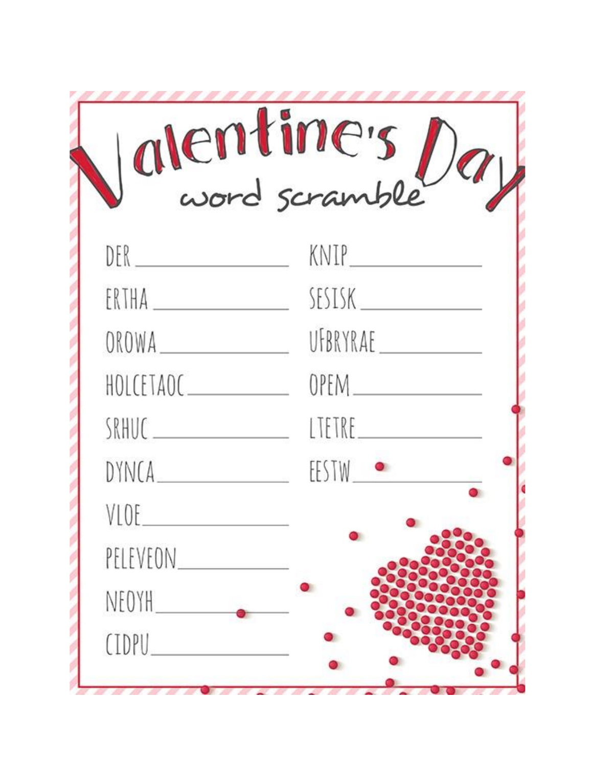# Valentine's Day

## word scramble

DER ______________

ERTHA ______________

OROWA ______________

HOLCETAOC ______________

SRHUC ______________

DYNCA ______________

VLOE ______________

PELEVEON ______________

NEOYH ______________

CIDPU ______________

KNIP ______________

SESISK ______________

UFBRYRAE ______________

OPEM ______________

LTETRE ______________

EESTW ______________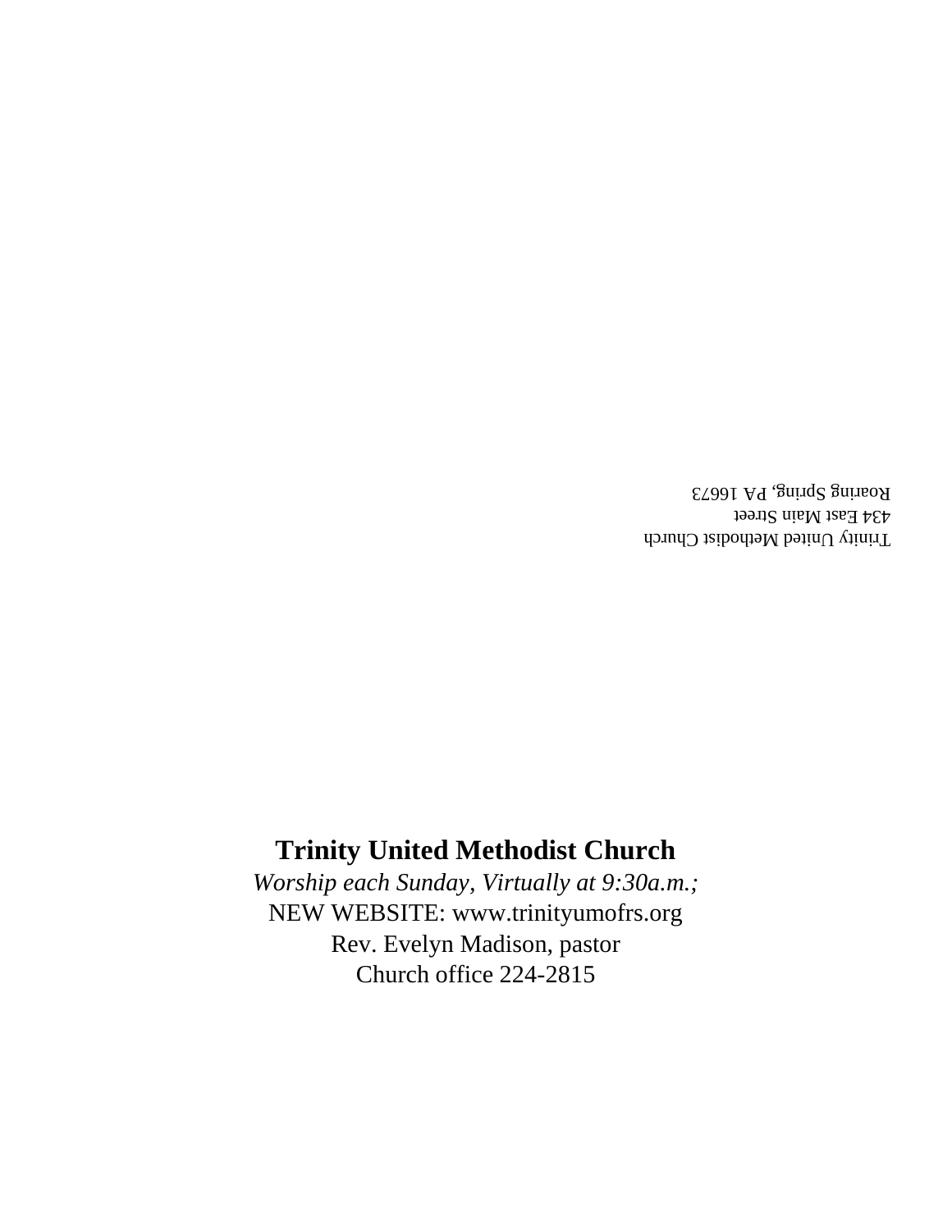Trinity United Methodist Church
434 East Main Street
Roaring Spring, PA 16673

**Trinity United Methodist Church**

*Worship each Sunday, Virtually at 9:30a.m.;*

NEW WEBSITE: www.trinityumofrs.org

Rev. Evelyn Madison, pastor

Church office 224-2815